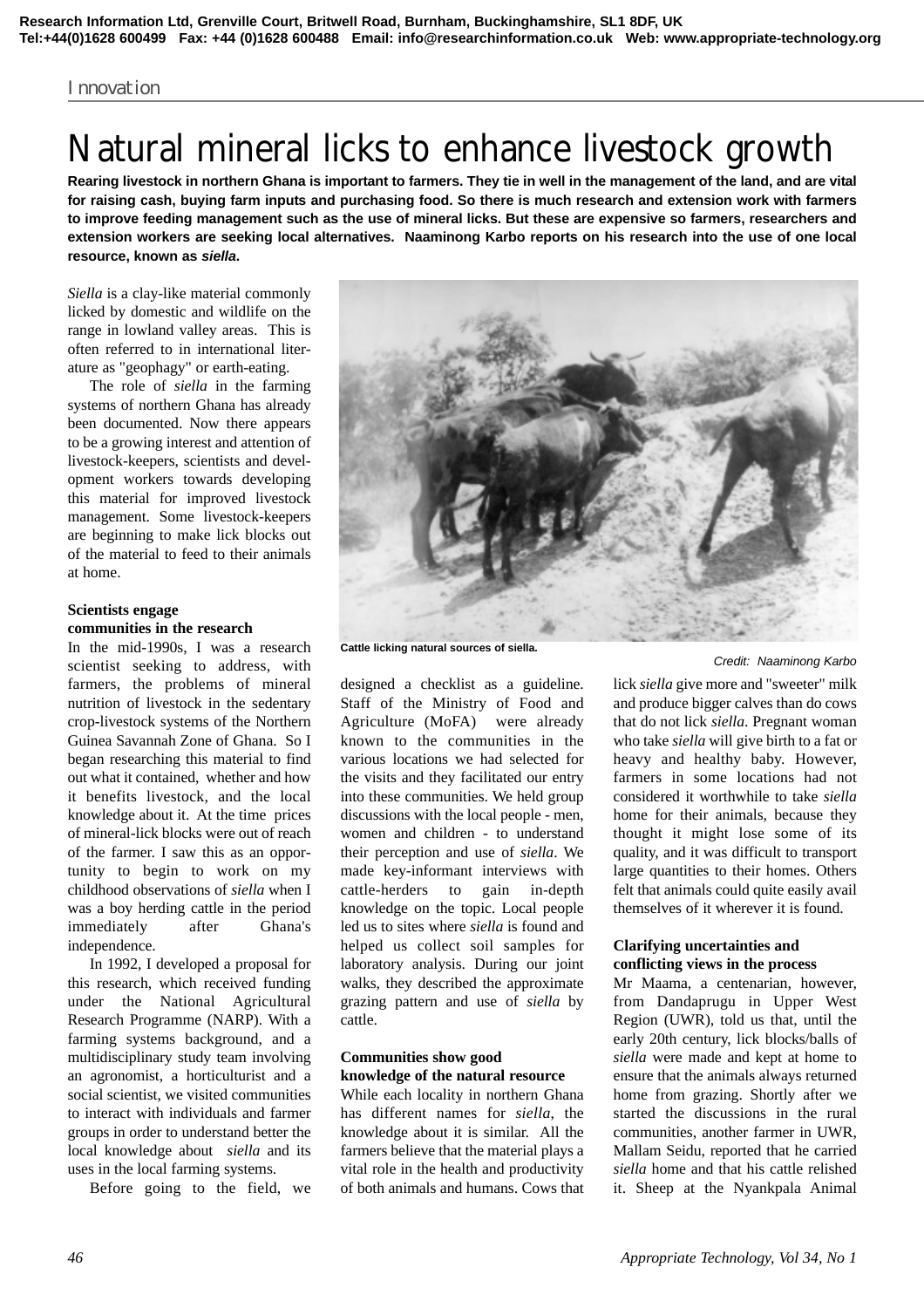Innovation

# Natural mineral licks to enhance livestock growth

**Rearing livestock in northern Ghana is important to farmers. They tie in well in the management of the land, and are vital for raising cash, buying farm inputs and purchasing food. So there is much research and extension work with farmers to improve feeding management such as the use of mineral licks. But these are expensive so farmers, researchers and extension workers are seeking local alternatives. Naaminong Karbo reports on his research into the use of one local resource, known as *siella*.**

*Siella* is a clay-like material commonly licked by domestic and wildlife on the range in lowland valley areas. This is often referred to in international literature as "geophagy" or earth-eating.

The role of *siella* in the farming systems of northern Ghana has already been documented. Now there appears to be a growing interest and attention of livestock-keepers, scientists and development workers towards developing this material for improved livestock management. Some livestock-keepers are beginning to make lick blocks out of the material to feed to their animals at home.

Cattle licking natural sources of siella.

Credit: Naaminong Karbo

### Scientists engage communities in the research

In the mid-1990s, I was a research scientist seeking to address, with farmers, the problems of mineral nutrition of livestock in the sedentary crop-livestock systems of the Northern Guinea Savannah Zone of Ghana. So I began researching this material to find out what it contained, whether and how it benefits livestock, and the local knowledge about it. At the time prices of mineral-lick blocks were out of reach of the farmer. I saw this as an opportunity to begin to work on my childhood observations of *siella* when I was a boy herding cattle in the period immediately after Ghana's independence.

In 1992, I developed a proposal for this research, which received funding under the National Agricultural Research Programme (NARP). With a farming systems background, and a multidisciplinary study team involving an agronomist, a horticulturist and a social scientist, we visited communities to interact with individuals and farmer groups in order to understand better the local knowledge about *siella* and its uses in the local farming systems.

Before going to the field, we designed a checklist as a guideline. Staff of the Ministry of Food and Agriculture (MoFA) were already known to the communities in the various locations we had selected for the visits and they facilitated our entry into these communities. We held group discussions with the local people - men, women and children - to understand their perception and use of *siella*. We made key-informant interviews with cattle-herders to gain in-depth knowledge on the topic. Local people led us to sites where *siella* is found and helped us collect soil samples for laboratory analysis. During our joint walks, they described the approximate grazing pattern and use of *siella* by cattle.

### Communities show good knowledge of the natural resource

While each locality in northern Ghana has different names for *siella*, the knowledge about it is similar. All the farmers believe that the material plays a vital role in the health and productivity of both animals and humans. Cows that lick *siella* give more and "sweeter" milk and produce bigger calves than do cows that do not lick *siella*. Pregnant woman who take *siella* will give birth to a fat or heavy and healthy baby. However, farmers in some locations had not considered it worthwhile to take *siella* home for their animals, because they thought it might lose some of its quality, and it was difficult to transport large quantities to their homes. Others felt that animals could quite easily avail themselves of it wherever it is found.

### Clarifying uncertainties and conflicting views in the process

Mr Maama, a centenarian, however, from Dandaprugu in Upper West Region (UWR), told us that, until the early 20th century, lick blocks/balls of *siella* were made and kept at home to ensure that the animals always returned home from grazing. Shortly after we started the discussions in the rural communities, another farmer in UWR, Mallam Seidu, reported that he carried *siella* home and that his cattle relished it. Sheep at the Nyankpala Animal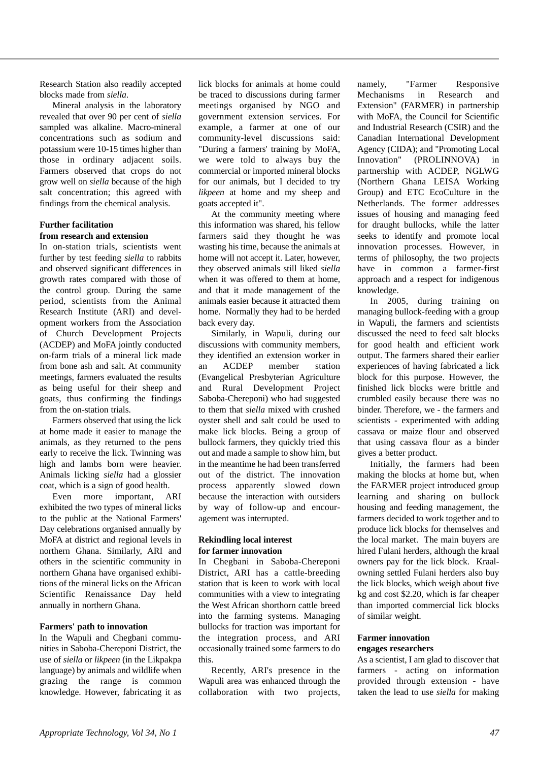Research Station also readily accepted blocks made from *siella*.

Mineral analysis in the laboratory revealed that over 90 per cent of *siella* sampled was alkaline. Macro-mineral concentrations such as sodium and potassium were 10-15 times higher than those in ordinary adjacent soils. Farmers observed that crops do not grow well on *siella* because of the high salt concentration; this agreed with findings from the chemical analysis.

**Further facilitation from research and extension**

In on-station trials, scientists went further by test feeding *siella* to rabbits and observed significant differences in growth rates compared with those of the control group. During the same period, scientists from the Animal Research Institute (ARI) and development workers from the Association of Church Development Projects (ACDEP) and MoFA jointly conducted on-farm trials of a mineral lick made from bone ash and salt. At community meetings, farmers evaluated the results as being useful for their sheep and goats, thus confirming the findings from the on-station trials.

Farmers observed that using the lick at home made it easier to manage the animals, as they returned to the pens early to receive the lick. Twinning was high and lambs born were heavier. Animals licking *siella* had a glossier coat, which is a sign of good health.

Even more important, ARI exhibited the two types of mineral licks to the public at the National Farmers' Day celebrations organised annually by MoFA at district and regional levels in northern Ghana. Similarly, ARI and others in the scientific community in northern Ghana have organised exhibitions of the mineral licks on the African Scientific Renaissance Day held annually in northern Ghana.

**Farmers' path to innovation**

In the Wapuli and Chegbani communities in Saboba-Chereponi District, the use of *siella* or *likpeen* (in the Likpakpa language) by animals and wildlife when grazing the range is common knowledge. However, fabricating it as lick blocks for animals at home could be traced to discussions during farmer meetings organised by NGO and government extension services. For example, a farmer at one of our community-level discussions said: "During a farmers' training by MoFA, we were told to always buy the commercial or imported mineral blocks for our animals, but I decided to try *likpeen* at home and my sheep and goats accepted it".

At the community meeting where this information was shared, his fellow farmers said they thought he was wasting his time, because the animals at home will not accept it. Later, however, they observed animals still liked *siella* when it was offered to them at home, and that it made management of the animals easier because it attracted them home. Normally they had to be herded back every day.

Similarly, in Wapuli, during our discussions with community members, they identified an extension worker in an ACDEP member station (Evangelical Presbyterian Agriculture and Rural Development Project Saboba-Chereponi) who had suggested to them that *siella* mixed with crushed oyster shell and salt could be used to make lick blocks. Being a group of bullock farmers, they quickly tried this out and made a sample to show him, but in the meantime he had been transferred out of the district. The innovation process apparently slowed down because the interaction with outsiders by way of follow-up and encouragement was interrupted.

**Rekindling local interest for farmer innovation**

In Chegbani in Saboba-Chereponi District, ARI has a cattle-breeding station that is keen to work with local communities with a view to integrating the West African shorthorn cattle breed into the farming systems. Managing bullocks for traction was important for the integration process, and ARI occasionally trained some farmers to do this.

Recently, ARI's presence in the Wapuli area was enhanced through the collaboration with two projects, namely, "Farmer Responsive Mechanisms in Research and Extension" (FARMER) in partnership with MoFA, the Council for Scientific and Industrial Research (CSIR) and the Canadian International Development Agency (CIDA); and "Promoting Local Innovation" (PROLINNOVA) in partnership with ACDEP, NGLWG (Northern Ghana LEISA Working Group) and ETC EcoCulture in the Netherlands. The former addresses issues of housing and managing feed for draught bullocks, while the latter seeks to identify and promote local innovation processes. However, in terms of philosophy, the two projects have in common a farmer-first approach and a respect for indigenous knowledge.

In 2005, during training on managing bullock-feeding with a group in Wapuli, the farmers and scientists discussed the need to feed salt blocks for good health and efficient work output. The farmers shared their earlier experiences of having fabricated a lick block for this purpose. However, the finished lick blocks were brittle and crumbled easily because there was no binder. Therefore, we - the farmers and scientists - experimented with adding cassava or maize flour and observed that using cassava flour as a binder gives a better product.

Initially, the farmers had been making the blocks at home but, when the FARMER project introduced group learning and sharing on bullock housing and feeding management, the farmers decided to work together and to produce lick blocks for themselves and the local market. The main buyers are hired Fulani herders, although the kraal owners pay for the lick block. Kraal-owning settled Fulani herders also buy the lick blocks, which weigh about five kg and cost \$2.20, which is far cheaper than imported commercial lick blocks of similar weight.

**Farmer innovation engages researchers**

As a scientist, I am glad to discover that farmers - acting on information provided through extension - have taken the lead to use *siella* for making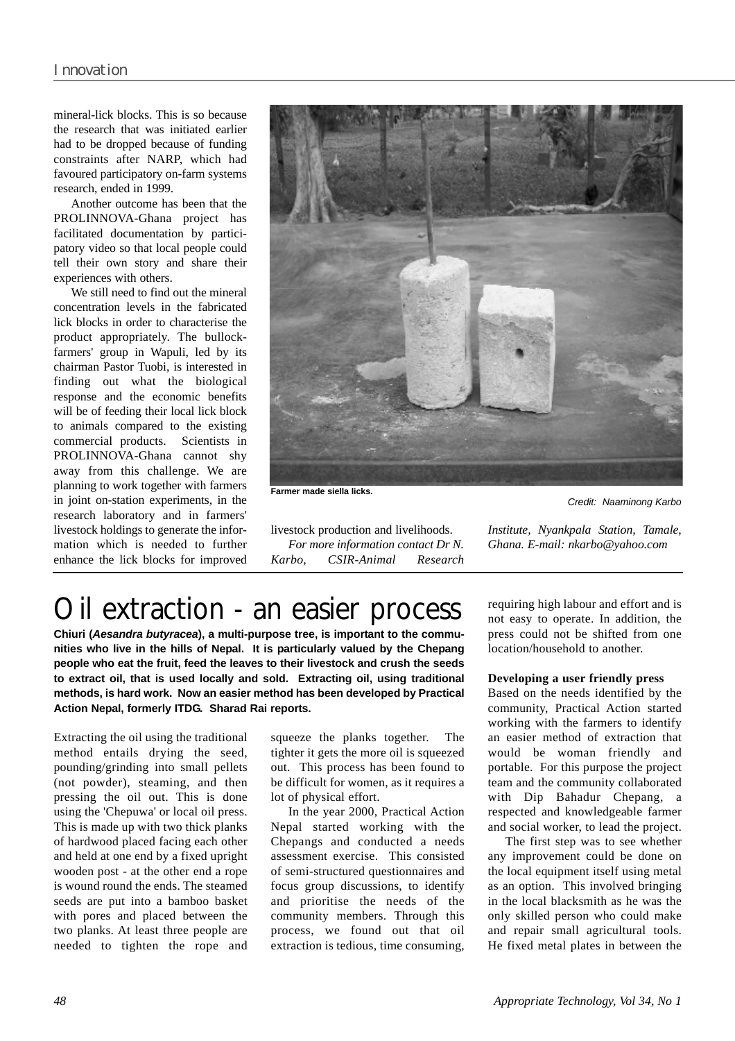mineral-lick blocks. This is so because the research that was initiated earlier had to be dropped because of funding constraints after NARP, which had favoured participatory on-farm systems research, ended in 1999.

Another outcome has been that the PROLINNOVA-Ghana project has facilitated documentation by participatory video so that local people could tell their own story and share their experiences with others.

We still need to find out the mineral concentration levels in the fabricated lick blocks in order to characterise the product appropriately. The bullock-farmers' group in Wapuli, led by its chairman Pastor Tuobi, is interested in finding out what the biological response and the economic benefits will be of feeding their local lick block to animals compared to the existing commercial products. Scientists in PROLINNOVA-Ghana cannot shy away from this challenge. We are planning to work together with farmers in joint on-station experiments, in the research laboratory and in farmers' livestock holdings to generate the information which is needed to further enhance the lick blocks for improved livestock production and livelihoods.

*For more information contact Dr N. Karbo, CSIR-Animal Research Institute, Nyankpala Station, Tamale, Ghana. E-mail: nkarbo@yahoo.com*

Farmer made siella licks.

Credit: Naaminong Karbo

# Oil extraction - an easier process

**Chiuri (*Aesandra butyracea*), a multi-purpose tree, is important to the communities who live in the hills of Nepal. It is particularly valued by the Chepang people who eat the fruit, feed the leaves to their livestock and crush the seeds to extract oil, that is used locally and sold. Extracting oil, using traditional methods, is hard work. Now an easier method has been developed by Practical Action Nepal, formerly ITDG. Sharad Rai reports.**

Extracting the oil using the traditional method entails drying the seed, pounding/grinding into small pellets (not powder), steaming, and then pressing the oil out. This is done using the 'Chepuwa' or local oil press. This is made up with two thick planks of hardwood placed facing each other and held at one end by a fixed upright wooden post - at the other end a rope is wound round the ends. The steamed seeds are put into a bamboo basket with pores and placed between the two planks. At least three people are needed to tighten the rope and squeeze the planks together. The tighter it gets the more oil is squeezed out. This process has been found to be difficult for women, as it requires a lot of physical effort.

In the year 2000, Practical Action Nepal started working with the Chepangs and conducted a needs assessment exercise. This consisted of semi-structured questionnaires and focus group discussions, to identify and prioritise the needs of the community members. Through this process, we found out that oil extraction is tedious, time consuming, requiring high labour and effort and is not easy to operate. In addition, the press could not be shifted from one location/household to another.

### Developing a user friendly press

Based on the needs identified by the community, Practical Action started working with the farmers to identify an easier method of extraction that would be woman friendly and portable. For this purpose the project team and the community collaborated with Dip Bahadur Chepang, a respected and knowledgeable farmer and social worker, to lead the project.

The first step was to see whether any improvement could be done on the local equipment itself using metal as an option. This involved bringing in the local blacksmith as he was the only skilled person who could make and repair small agricultural tools. He fixed metal plates in between the